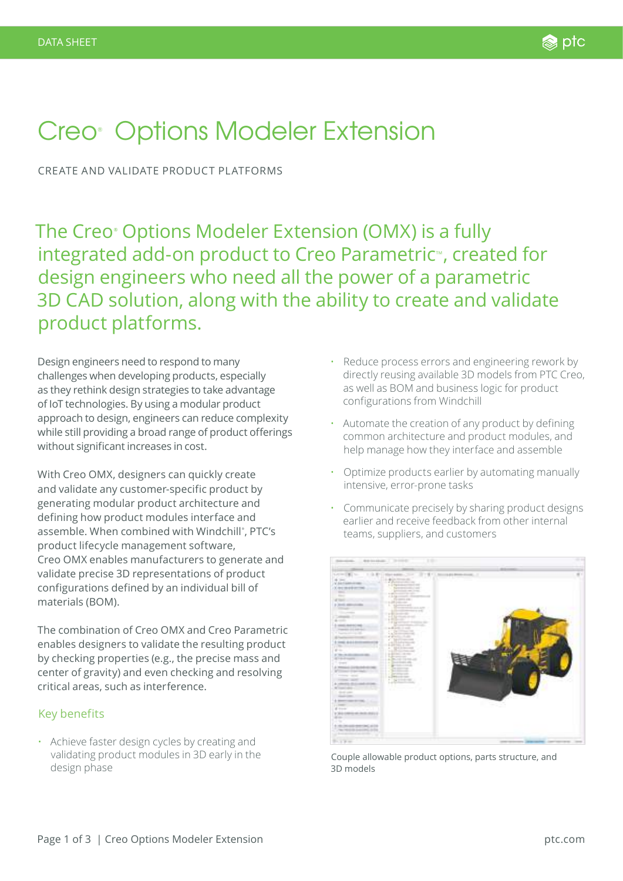DATA SHEET

# Creo® Options Modeler Extension

CREATE AND VALIDATE PRODUCT PLATFORMS

## The Creo® Options Modeler Extension (OMX) is a fully integrated add-on product to Creo Parametric™, created for design engineers who need all the power of a parametric 3D CAD solution, along with the ability to create and validate product platforms.

Design engineers need to respond to many challenges when developing products, especially as they rethink design strategies to take advantage of IoT technologies. By using a modular product approach to design, engineers can reduce complexity while still providing a broad range of product offerings without significant increases in cost.

With Creo OMX, designers can quickly create and validate any customer-specific product by generating modular product architecture and defining how product modules interface and assemble. When combined with Windchill®, PTC's product lifecycle management software, Creo OMX enables manufacturers to generate and validate precise 3D representations of product configurations defined by an individual bill of materials (BOM).

The combination of Creo OMX and Creo Parametric enables designers to validate the resulting product by checking properties (e.g., the precise mass and center of gravity) and even checking and resolving critical areas, such as interference.

### Key benefits

- Achieve faster design cycles by creating and validating product modules in 3D early in the design phase
- Reduce process errors and engineering rework by directly reusing available 3D models from PTC Creo, as well as BOM and business logic for product configurations from Windchill
- Automate the creation of any product by defining common architecture and product modules, and help manage how they interface and assemble
- Optimize products earlier by automating manually intensive, error-prone tasks
- Communicate precisely by sharing product designs earlier and receive feedback from other internal teams, suppliers, and customers

Couple allowable product options, parts structure, and 3D models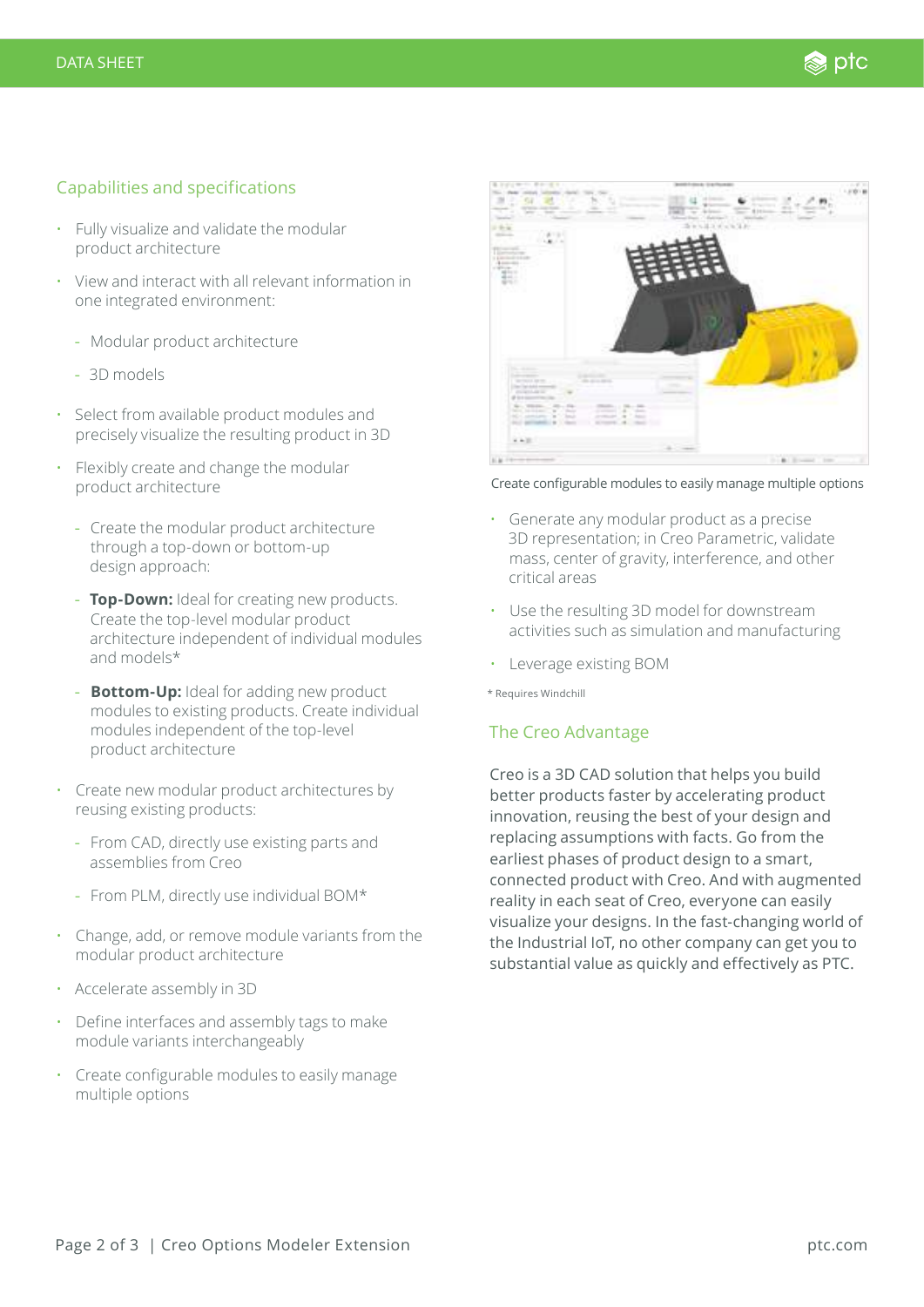## Capabilities and specifications

- Fully visualize and validate the modular product architecture
- View and interact with all relevant information in one integrated environment:
  - Modular product architecture
  - 3D models
- Select from available product modules and precisely visualize the resulting product in 3D
- Flexibly create and change the modular product architecture
  - Create the modular product architecture through a top-down or bottom-up design approach:
  - **Top-Down:** Ideal for creating new products. Create the top-level modular product architecture independent of individual modules and models*
  - **Bottom-Up:** Ideal for adding new product modules to existing products. Create individual modules independent of the top-level product architecture
- Create new modular product architectures by reusing existing products:
  - From CAD, directly use existing parts and assemblies from Creo
  - From PLM, directly use individual BOM*
- Change, add, or remove module variants from the modular product architecture
- Accelerate assembly in 3D
- Define interfaces and assembly tags to make module variants interchangeably
- Create configurable modules to easily manage multiple options

Create configurable modules to easily manage multiple options

- Generate any modular product as a precise 3D representation; in Creo Parametric, validate mass, center of gravity, interference, and other critical areas
- Use the resulting 3D model for downstream activities such as simulation and manufacturing
- Leverage existing BOM

* Requires Windchill

## The Creo Advantage

Creo is a 3D CAD solution that helps you build better products faster by accelerating product innovation, reusing the best of your design and replacing assumptions with facts. Go from the earliest phases of product design to a smart, connected product with Creo. And with augmented reality in each seat of Creo, everyone can easily visualize your designs. In the fast-changing world of the Industrial IoT, no other company can get you to substantial value as quickly and effectively as PTC.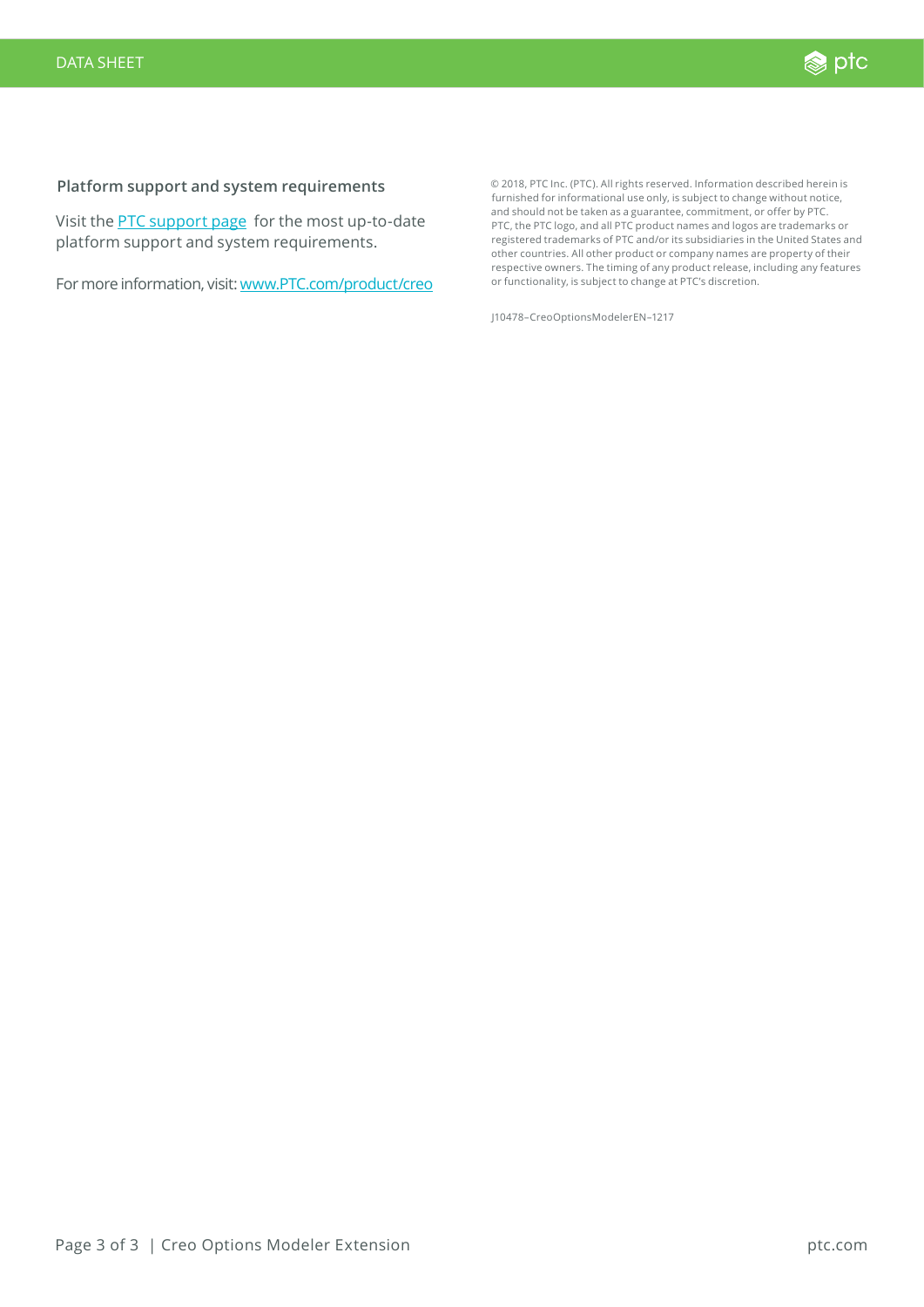## Platform support and system requirements

Visit the [PTC support page](PTC support page) for the most up-to-date platform support and system requirements.

For more information, visit: [www.PTC.com/product/creo](www.PTC.com/product/creo)

© 2018, PTC Inc. (PTC). All rights reserved. Information described herein is furnished for informational use only, is subject to change without notice, and should not be taken as a guarantee, commitment, or offer by PTC. PTC, the PTC logo, and all PTC product names and logos are trademarks or registered trademarks of PTC and/or its subsidiaries in the United States and other countries. All other product or company names are property of their respective owners. The timing of any product release, including any features or functionality, is subject to change at PTC's discretion.

J10478–CreoOptionsModelerEN–1217